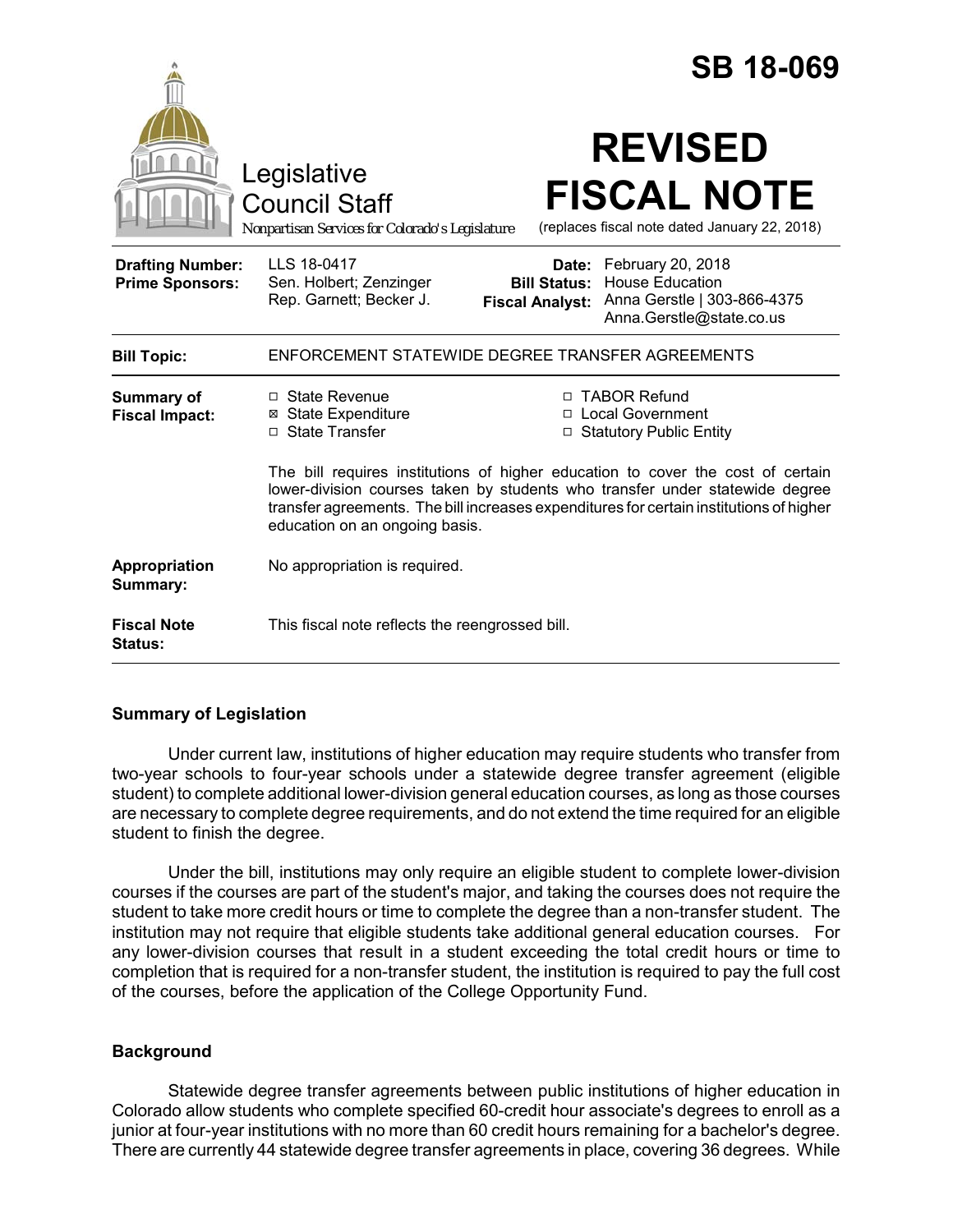# SB 18-069

Legislative Council Staff
Nonpartisan Services for Colorado's Legislature

# REVISED FISCAL NOTE

(replaces fiscal note dated January 22, 2018)

| | | | |
|---|---|---|---|
| **Drafting Number:** | LLS 18-0417 | **Date:** | February 20, 2018 |
| **Prime Sponsors:** | Sen. Holbert; Zenzinger<br>Rep. Garnett; Becker J. | **Bill Status:** | House Education |
| | | **Fiscal Analyst:** | Anna Gerstle \| 303-866-4375<br>Anna.Gerstle@state.co.us |

| | |
|---|---|
| **Bill Topic:** | ENFORCEMENT STATEWIDE DEGREE TRANSFER AGREEMENTS |
| **Summary of Fiscal Impact:** | ☐ State Revenue<br>☒ State Expenditure<br>☐ State Transfer<br>☐ TABOR Refund<br>☐ Local Government<br>☐ Statutory Public Entity<br><br>The bill requires institutions of higher education to cover the cost of certain lower-division courses taken by students who transfer under statewide degree transfer agreements. The bill increases expenditures for certain institutions of higher education on an ongoing basis. |
| **Appropriation Summary:** | No appropriation is required. |
| **Fiscal Note Status:** | This fiscal note reflects the reengrossed bill. |

## Summary of Legislation

Under current law, institutions of higher education may require students who transfer from two-year schools to four-year schools under a statewide degree transfer agreement (eligible student) to complete additional lower-division general education courses, as long as those courses are necessary to complete degree requirements, and do not extend the time required for an eligible student to finish the degree.

Under the bill, institutions may only require an eligible student to complete lower-division courses if the courses are part of the student's major, and taking the courses does not require the student to take more credit hours or time to complete the degree than a non-transfer student. The institution may not require that eligible students take additional general education courses. For any lower-division courses that result in a student exceeding the total credit hours or time to completion that is required for a non-transfer student, the institution is required to pay the full cost of the courses, before the application of the College Opportunity Fund.

## Background

Statewide degree transfer agreements between public institutions of higher education in Colorado allow students who complete specified 60-credit hour associate's degrees to enroll as a junior at four-year institutions with no more than 60 credit hours remaining for a bachelor's degree. There are currently 44 statewide degree transfer agreements in place, covering 36 degrees. While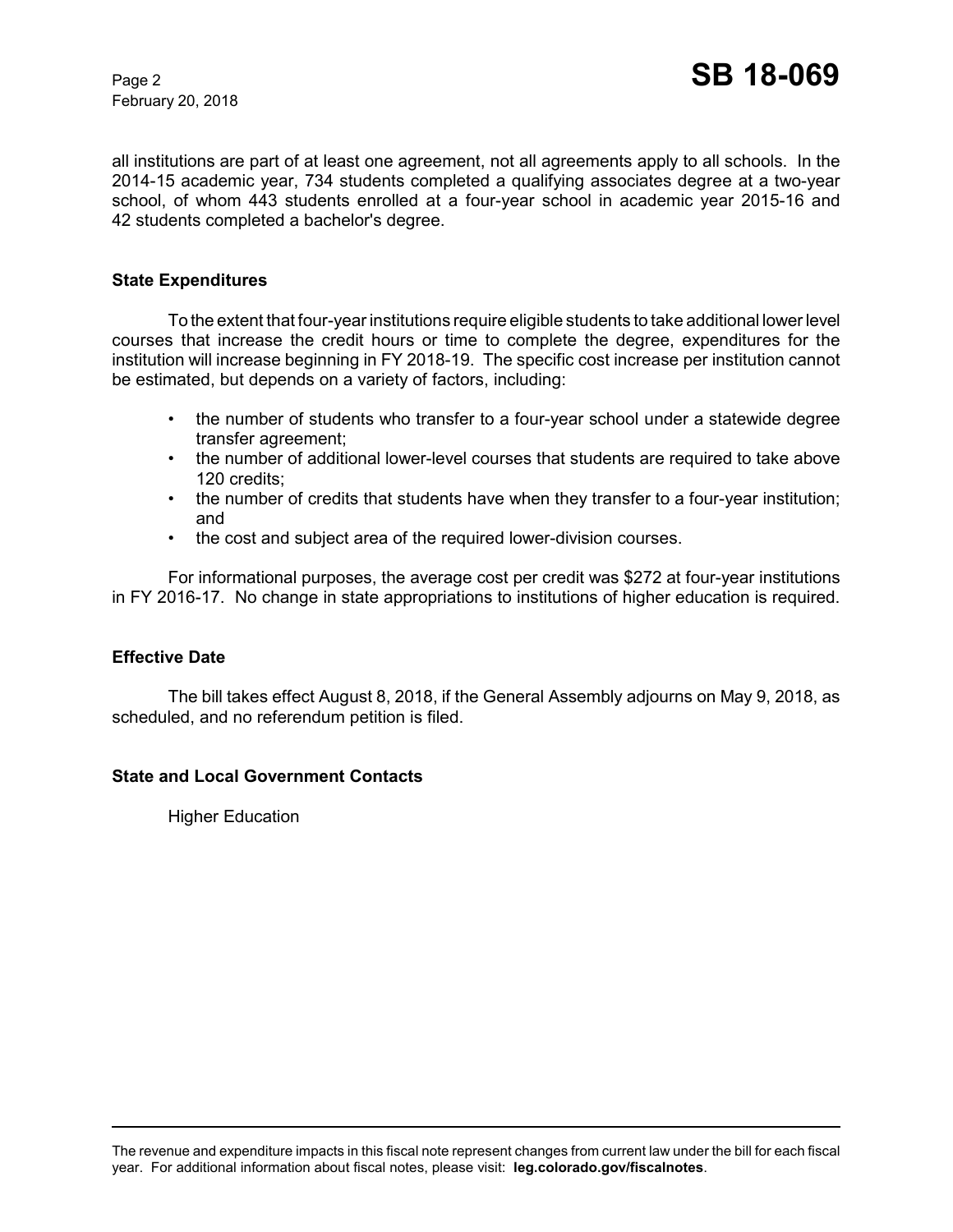all institutions are part of at least one agreement, not all agreements apply to all schools. In the 2014-15 academic year, 734 students completed a qualifying associates degree at a two-year school, of whom 443 students enrolled at a four-year school in academic year 2015-16 and 42 students completed a bachelor's degree.

## State Expenditures

To the extent that four-year institutions require eligible students to take additional lower level courses that increase the credit hours or time to complete the degree, expenditures for the institution will increase beginning in FY 2018-19. The specific cost increase per institution cannot be estimated, but depends on a variety of factors, including:

- the number of students who transfer to a four-year school under a statewide degree transfer agreement;
- the number of additional lower-level courses that students are required to take above 120 credits;
- the number of credits that students have when they transfer to a four-year institution; and
- the cost and subject area of the required lower-division courses.

For informational purposes, the average cost per credit was $272 at four-year institutions in FY 2016-17. No change in state appropriations to institutions of higher education is required.

## Effective Date

The bill takes effect August 8, 2018, if the General Assembly adjourns on May 9, 2018, as scheduled, and no referendum petition is filed.

## State and Local Government Contacts

Higher Education

The revenue and expenditure impacts in this fiscal note represent changes from current law under the bill for each fiscal year. For additional information about fiscal notes, please visit: **leg.colorado.gov/fiscalnotes**.